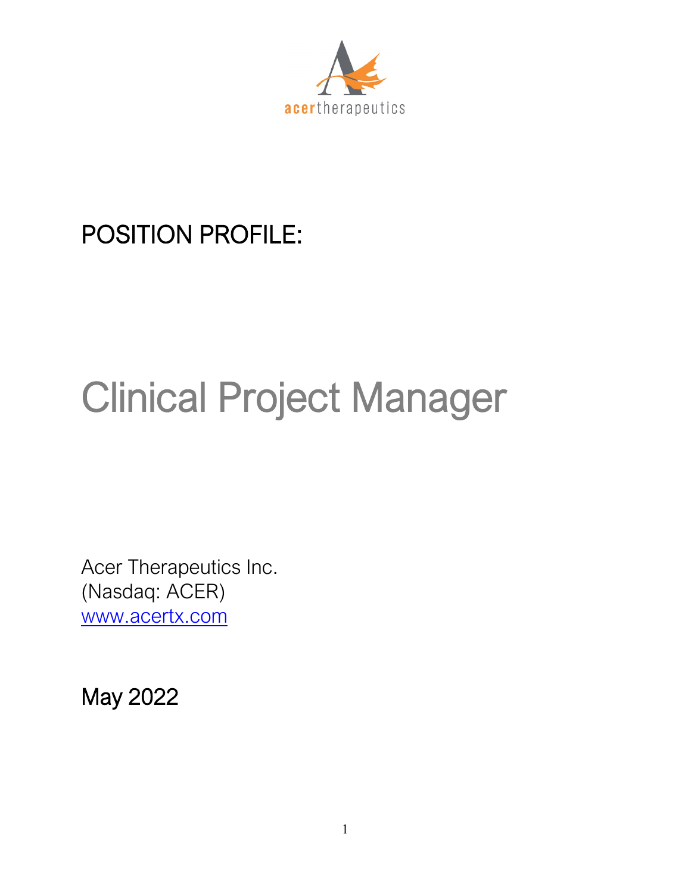acertherapeutics

# POSITION PROFILE:

# Clinical Project Manager

Acer Therapeutics Inc.
(Nasdaq: ACER)
[www.acertx.com](http://www.acertx.com)

## May 2022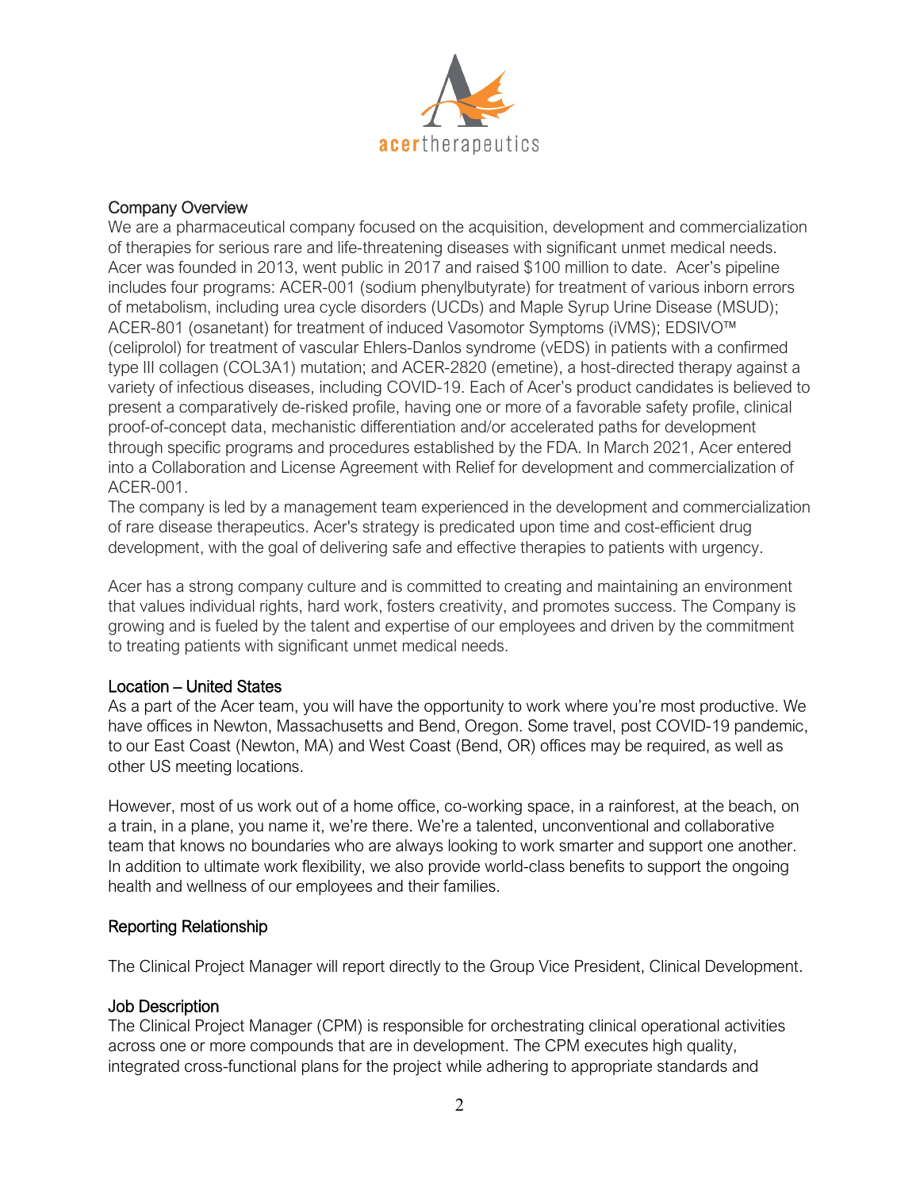## Company Overview

We are a pharmaceutical company focused on the acquisition, development and commercialization of therapies for serious rare and life-threatening diseases with significant unmet medical needs. Acer was founded in 2013, went public in 2017 and raised $100 million to date. Acer's pipeline includes four programs: ACER-001 (sodium phenylbutyrate) for treatment of various inborn errors of metabolism, including urea cycle disorders (UCDs) and Maple Syrup Urine Disease (MSUD); ACER-801 (osanetant) for treatment of induced Vasomotor Symptoms (iVMS); EDSIVO™ (celiprolol) for treatment of vascular Ehlers-Danlos syndrome (vEDS) in patients with a confirmed type III collagen (COL3A1) mutation; and ACER-2820 (emetine), a host-directed therapy against a variety of infectious diseases, including COVID-19. Each of Acer's product candidates is believed to present a comparatively de-risked profile, having one or more of a favorable safety profile, clinical proof-of-concept data, mechanistic differentiation and/or accelerated paths for development through specific programs and procedures established by the FDA. In March 2021, Acer entered into a Collaboration and License Agreement with Relief for development and commercialization of ACER-001.

The company is led by a management team experienced in the development and commercialization of rare disease therapeutics. Acer's strategy is predicated upon time and cost-efficient drug development, with the goal of delivering safe and effective therapies to patients with urgency.

Acer has a strong company culture and is committed to creating and maintaining an environment that values individual rights, hard work, fosters creativity, and promotes success. The Company is growing and is fueled by the talent and expertise of our employees and driven by the commitment to treating patients with significant unmet medical needs.

## Location – United States

As a part of the Acer team, you will have the opportunity to work where you're most productive. We have offices in Newton, Massachusetts and Bend, Oregon. Some travel, post COVID-19 pandemic, to our East Coast (Newton, MA) and West Coast (Bend, OR) offices may be required, as well as other US meeting locations.

However, most of us work out of a home office, co-working space, in a rainforest, at the beach, on a train, in a plane, you name it, we're there. We're a talented, unconventional and collaborative team that knows no boundaries who are always looking to work smarter and support one another. In addition to ultimate work flexibility, we also provide world-class benefits to support the ongoing health and wellness of our employees and their families.

## Reporting Relationship

The Clinical Project Manager will report directly to the Group Vice President, Clinical Development.

## Job Description

The Clinical Project Manager (CPM) is responsible for orchestrating clinical operational activities across one or more compounds that are in development. The CPM executes high quality, integrated cross-functional plans for the project while adhering to appropriate standards and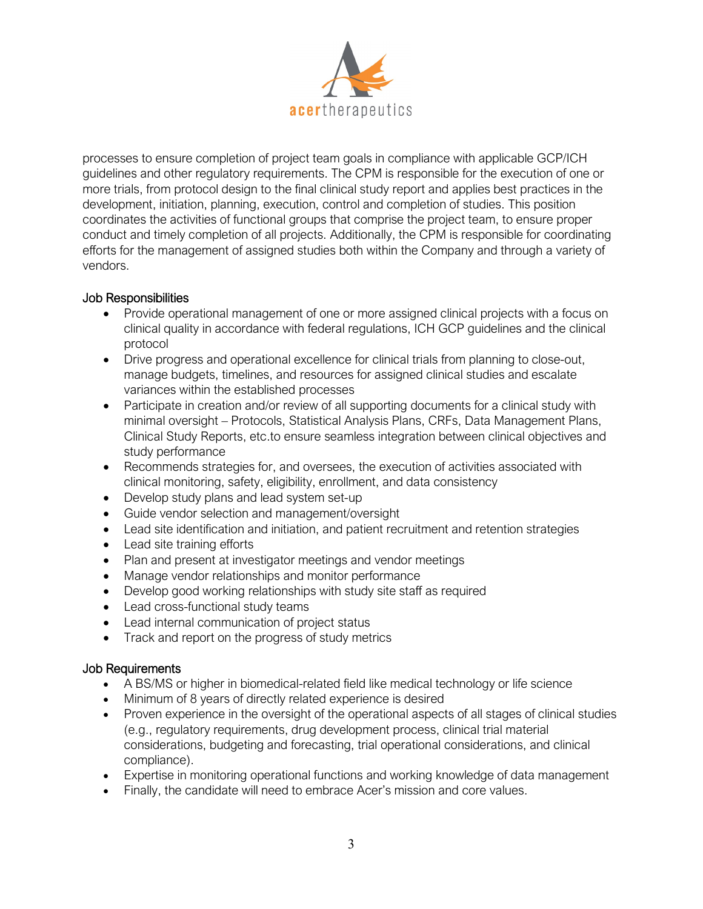processes to ensure completion of project team goals in compliance with applicable GCP/ICH guidelines and other regulatory requirements. The CPM is responsible for the execution of one or more trials, from protocol design to the final clinical study report and applies best practices in the development, initiation, planning, execution, control and completion of studies. This position coordinates the activities of functional groups that comprise the project team, to ensure proper conduct and timely completion of all projects. Additionally, the CPM is responsible for coordinating efforts for the management of assigned studies both within the Company and through a variety of vendors.

## Job Responsibilities

- Provide operational management of one or more assigned clinical projects with a focus on clinical quality in accordance with federal regulations, ICH GCP guidelines and the clinical protocol
- Drive progress and operational excellence for clinical trials from planning to close-out, manage budgets, timelines, and resources for assigned clinical studies and escalate variances within the established processes
- Participate in creation and/or review of all supporting documents for a clinical study with minimal oversight – Protocols, Statistical Analysis Plans, CRFs, Data Management Plans, Clinical Study Reports, etc.to ensure seamless integration between clinical objectives and study performance
- Recommends strategies for, and oversees, the execution of activities associated with clinical monitoring, safety, eligibility, enrollment, and data consistency
- Develop study plans and lead system set-up
- Guide vendor selection and management/oversight
- Lead site identification and initiation, and patient recruitment and retention strategies
- Lead site training efforts
- Plan and present at investigator meetings and vendor meetings
- Manage vendor relationships and monitor performance
- Develop good working relationships with study site staff as required
- Lead cross-functional study teams
- Lead internal communication of project status
- Track and report on the progress of study metrics

## Job Requirements

- A BS/MS or higher in biomedical-related field like medical technology or life science
- Minimum of 8 years of directly related experience is desired
- Proven experience in the oversight of the operational aspects of all stages of clinical studies (e.g., regulatory requirements, drug development process, clinical trial material considerations, budgeting and forecasting, trial operational considerations, and clinical compliance).
- Expertise in monitoring operational functions and working knowledge of data management
- Finally, the candidate will need to embrace Acer's mission and core values.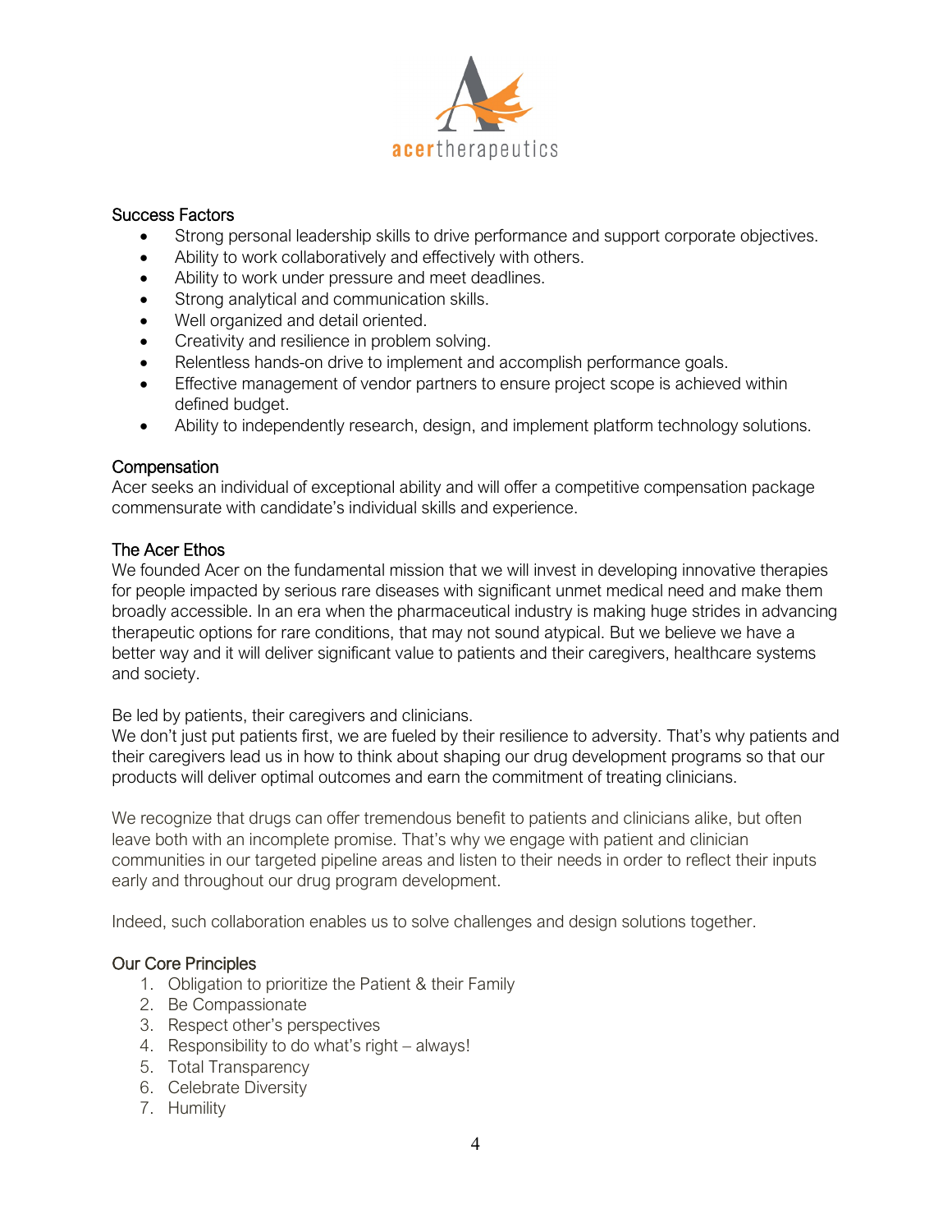## Success Factors

- Strong personal leadership skills to drive performance and support corporate objectives.
- Ability to work collaboratively and effectively with others.
- Ability to work under pressure and meet deadlines.
- Strong analytical and communication skills.
- Well organized and detail oriented.
- Creativity and resilience in problem solving.
- Relentless hands-on drive to implement and accomplish performance goals.
- Effective management of vendor partners to ensure project scope is achieved within defined budget.
- Ability to independently research, design, and implement platform technology solutions.

## Compensation

Acer seeks an individual of exceptional ability and will offer a competitive compensation package commensurate with candidate's individual skills and experience.

## The Acer Ethos

We founded Acer on the fundamental mission that we will invest in developing innovative therapies for people impacted by serious rare diseases with significant unmet medical need and make them broadly accessible. In an era when the pharmaceutical industry is making huge strides in advancing therapeutic options for rare conditions, that may not sound atypical. But we believe we have a better way and it will deliver significant value to patients and their caregivers, healthcare systems and society.

Be led by patients, their caregivers and clinicians.
We don't just put patients first, we are fueled by their resilience to adversity. That's why patients and their caregivers lead us in how to think about shaping our drug development programs so that our products will deliver optimal outcomes and earn the commitment of treating clinicians.

We recognize that drugs can offer tremendous benefit to patients and clinicians alike, but often leave both with an incomplete promise. That's why we engage with patient and clinician communities in our targeted pipeline areas and listen to their needs in order to reflect their inputs early and throughout our drug program development.

Indeed, such collaboration enables us to solve challenges and design solutions together.

## Our Core Principles

1. Obligation to prioritize the Patient & their Family
2. Be Compassionate
3. Respect other's perspectives
4. Responsibility to do what's right – always!
5. Total Transparency
6. Celebrate Diversity
7. Humility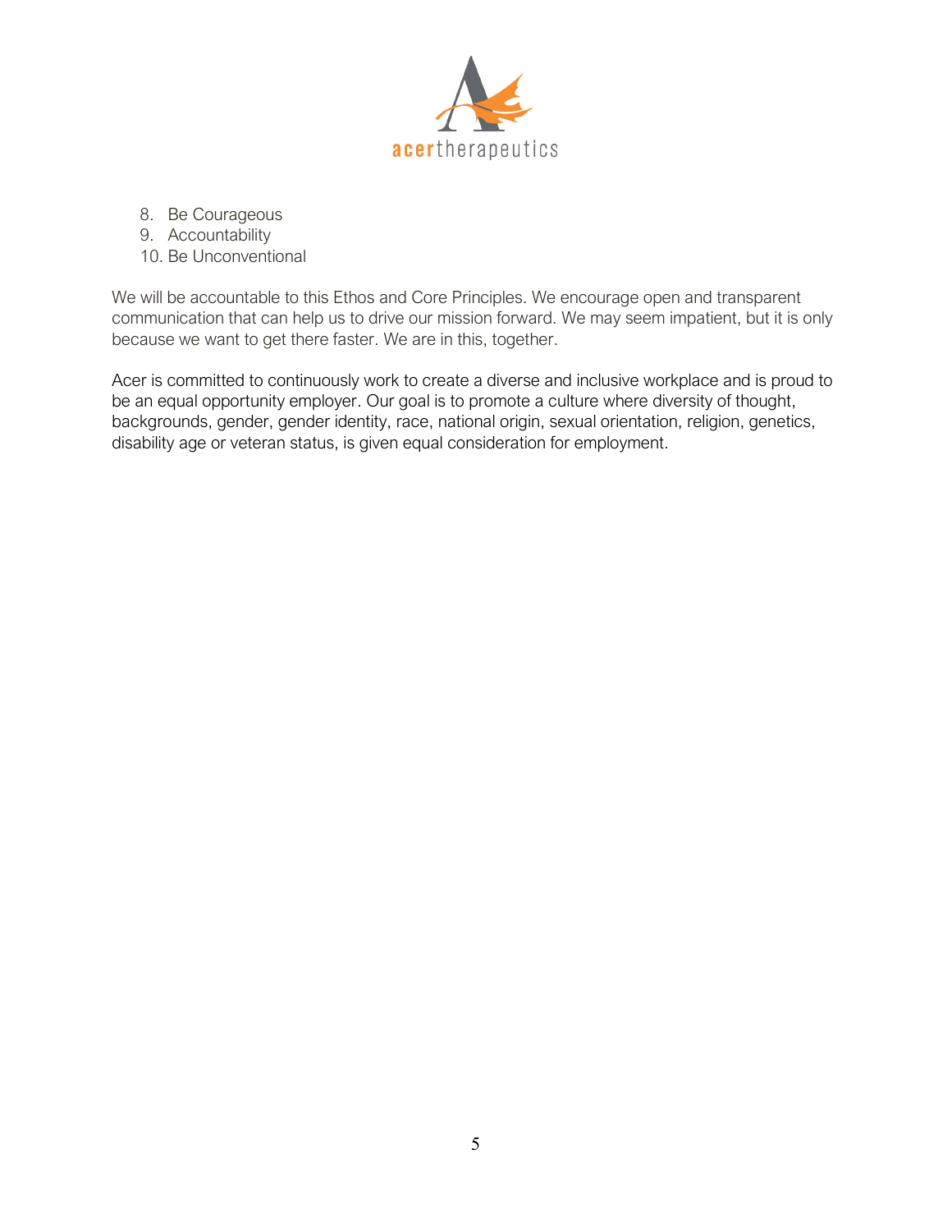8. Be Courageous
9. Accountability
10. Be Unconventional

We will be accountable to this Ethos and Core Principles. We encourage open and transparent communication that can help us to drive our mission forward. We may seem impatient, but it is only because we want to get there faster. We are in this, together.

Acer is committed to continuously work to create a diverse and inclusive workplace and is proud to be an equal opportunity employer. Our goal is to promote a culture where diversity of thought, backgrounds, gender, gender identity, race, national origin, sexual orientation, religion, genetics, disability age or veteran status, is given equal consideration for employment.